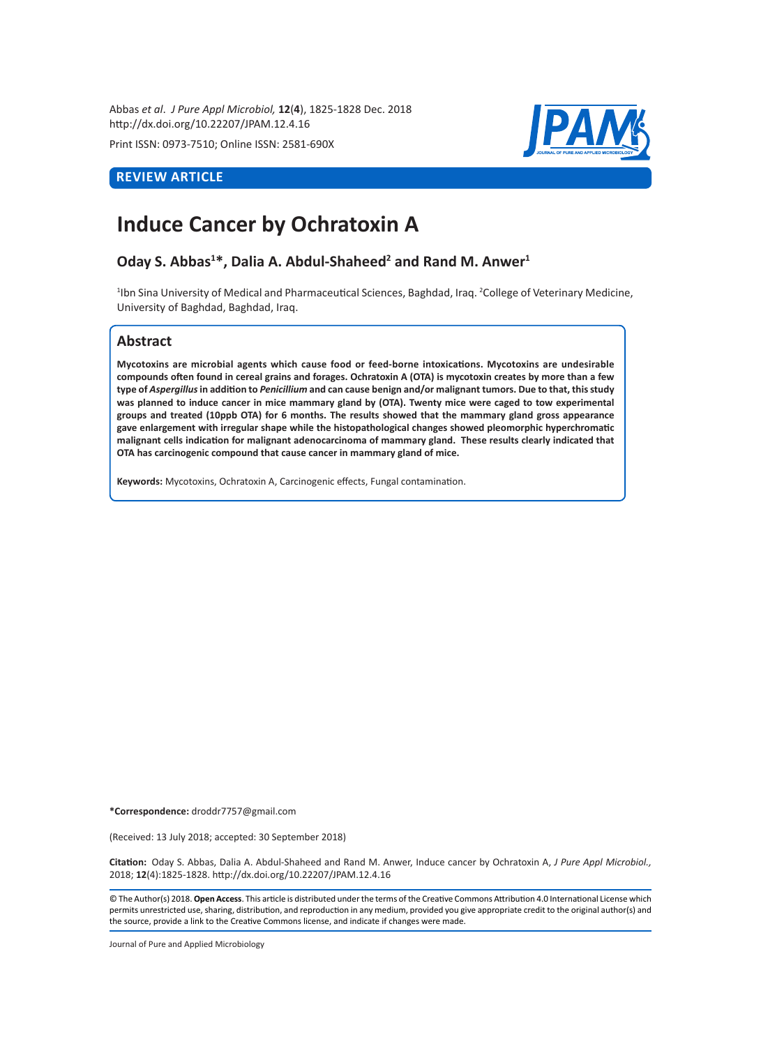REVIEW ARTICLE

# Induce Cancer by Ochratoxin A

**Oday S. Abbas[1]*, Dalia A. Abdul-Shaheed[2] and Rand M. Anwer[1]**

[1]Ibn Sina University of Medical and Pharmaceutical Sciences, Baghdad, Iraq. [2]College of Veterinary Medicine, University of Baghdad, Baghdad, Iraq.

## Abstract

**Mycotoxins are microbial agents which cause food or feed-borne intoxications. Mycotoxins are undesirable compounds often found in cereal grains and forages. Ochratoxin A (OTA) is mycotoxin creates by more than a few type of *Aspergillus* in addition to *Penicillium* and can cause benign and/or malignant tumors. Due to that, this study was planned to induce cancer in mice mammary gland by (OTA). Twenty mice were caged to tow experimental groups and treated (10ppb OTA) for 6 months. The results showed that the mammary gland gross appearance gave enlargement with irregular shape while the histopathological changes showed pleomorphic hyperchromatic malignant cells indication for malignant adenocarcinoma of mammary gland. These results clearly indicated that OTA has carcinogenic compound that cause cancer in mammary gland of mice.**

**Keywords:** Mycotoxins, Ochratoxin A, Carcinogenic effects, Fungal contamination.

**\*Correspondence:** droddr7757@gmail.com

(Received: 13 July 2018; accepted: 30 September 2018)

**Citation:** Oday S. Abbas, Dalia A. Abdul-Shaheed and Rand M. Anwer, Induce cancer by Ochratoxin A, *J Pure Appl Microbiol.,* 2018; **12**(4):1825-1828. http://dx.doi.org/10.22207/JPAM.12.4.16

© The Author(s) 2018. **Open Access**. This article is distributed under the terms of the Creative Commons Attribution 4.0 International License which permits unrestricted use, sharing, distribution, and reproduction in any medium, provided you give appropriate credit to the original author(s) and the source, provide a link to the Creative Commons license, and indicate if changes were made.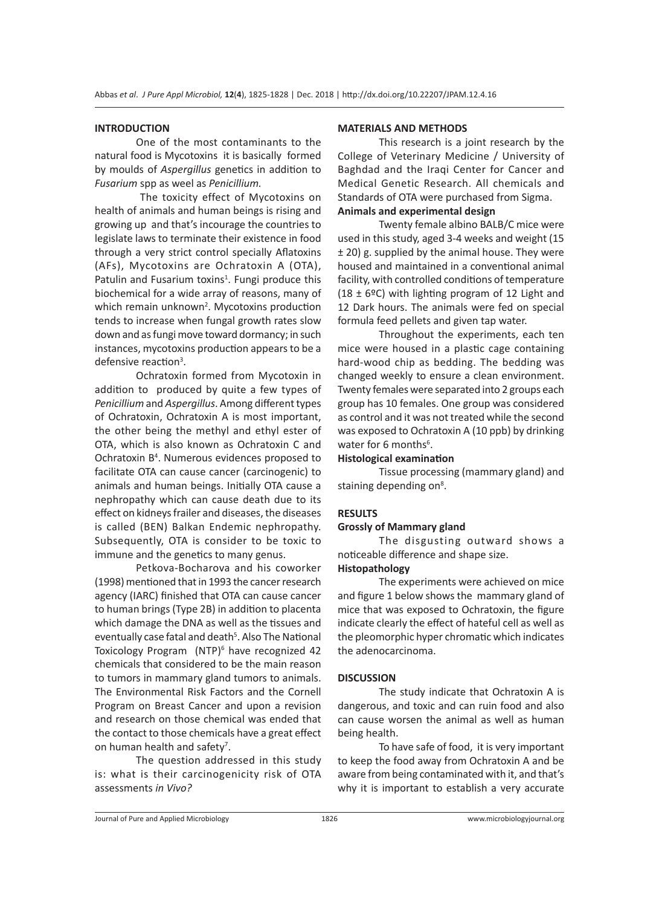## INTRODUCTION

One of the most contaminants to the natural food is Mycotoxins it is basically formed by moulds of *Aspergillus* genetics in addition to *Fusarium* spp as weel as *Penicillium.*

The toxicity effect of Mycotoxins on health of animals and human beings is rising and growing up and that's incourage the countries to legislate laws to terminate their existence in food through a very strict control specially Aflatoxins (AFs), Mycotoxins are Ochratoxin A (OTA), Patulin and Fusarium toxins[1]. Fungi produce this biochemical for a wide array of reasons, many of which remain unknown[2]. Mycotoxins production tends to increase when fungal growth rates slow down and as fungi move toward dormancy; in such instances, mycotoxins production appears to be a defensive reaction[3].

Ochratoxin formed from Mycotoxin in addition to produced by quite a few types of *Penicillium* and *Aspergillus*. Among different types of Ochratoxin, Ochratoxin A is most important, the other being the methyl and ethyl ester of OTA, which is also known as Ochratoxin C and Ochratoxin B[4]. Numerous evidences proposed to facilitate OTA can cause cancer (carcinogenic) to animals and human beings. Initially OTA cause a nephropathy which can cause death due to its effect on kidneys frailer and diseases, the diseases is called (BEN) Balkan Endemic nephropathy. Subsequently, OTA is consider to be toxic to immune and the genetics to many genus.

Petkova-Bocharova and his coworker (1998) mentioned that in 1993 the cancer research agency (IARC) finished that OTA can cause cancer to human brings (Type 2B) in addition to placenta which damage the DNA as well as the tissues and eventually case fatal and death[5]. Also The National Toxicology Program (NTP)[6] have recognized 42 chemicals that considered to be the main reason to tumors in mammary gland tumors to animals. The Environmental Risk Factors and the Cornell Program on Breast Cancer and upon a revision and research on those chemical was ended that the contact to those chemicals have a great effect on human health and safety[7].

The question addressed in this study is: what is their carcinogenicity risk of OTA assessments *in Vivo?*

## MATERIALS AND METHODS

This research is a joint research by the College of Veterinary Medicine / University of Baghdad and the Iraqi Center for Cancer and Medical Genetic Research. All chemicals and Standards of OTA were purchased from Sigma.

### Animals and experimental design

Twenty female albino BALB/C mice were used in this study, aged 3-4 weeks and weight (15 ± 20) g. supplied by the animal house. They were housed and maintained in a conventional animal facility, with controlled conditions of temperature (18 ± 6ºC) with lighting program of 12 Light and 12 Dark hours. The animals were fed on special formula feed pellets and given tap water.

Throughout the experiments, each ten mice were housed in a plastic cage containing hard-wood chip as bedding. The bedding was changed weekly to ensure a clean environment. Twenty females were separated into 2 groups each group has 10 females. One group was considered as control and it was not treated while the second was exposed to Ochratoxin A (10 ppb) by drinking water for 6 months[6].

### Histological examination

Tissue processing (mammary gland) and staining depending on[8].

## RESULTS

### Grossly of Mammary gland

The disgusting outward shows a noticeable difference and shape size.

### Histopathology

The experiments were achieved on mice and figure 1 below shows the mammary gland of mice that was exposed to Ochratoxin, the figure indicate clearly the effect of hateful cell as well as the pleomorphic hyper chromatic which indicates the adenocarcinoma.

## DISCUSSION

The study indicate that Ochratoxin A is dangerous, and toxic and can ruin food and also can cause worsen the animal as well as human being health.

To have safe of food, it is very important to keep the food away from Ochratoxin A and be aware from being contaminated with it, and that's why it is important to establish a very accurate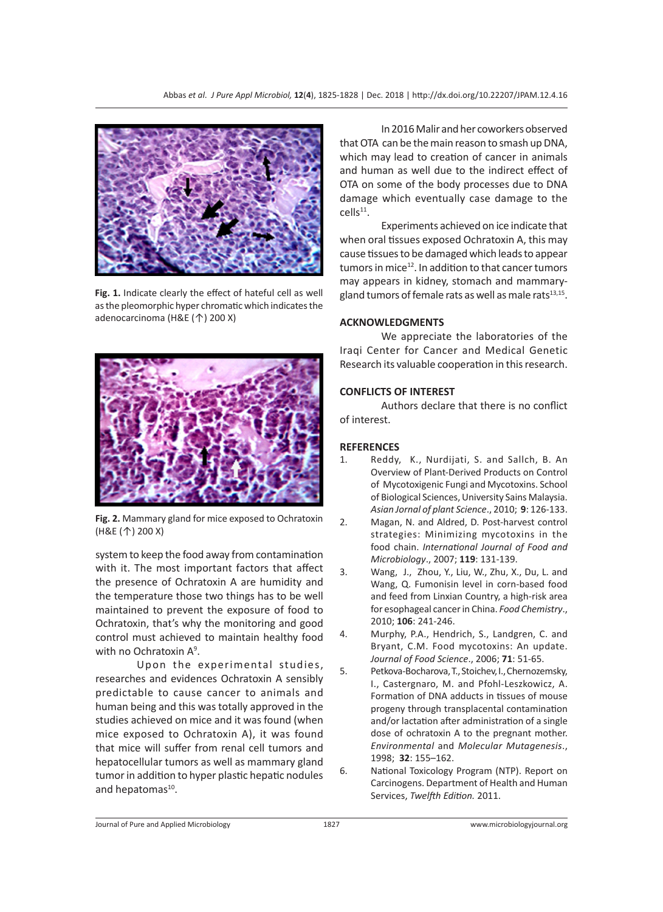**Fig. 1.** Indicate clearly the effect of hateful cell as well as the pleomorphic hyper chromatic which indicates the adenocarcinoma (H&E (↑) 200 X)

**Fig. 2.** Mammary gland for mice exposed to Ochratoxin (H&E (↑) 200 X)

system to keep the food away from contamination with it. The most important factors that affect the presence of Ochratoxin A are humidity and the temperature those two things has to be well maintained to prevent the exposure of food to Ochratoxin, that's why the monitoring and good control must achieved to maintain healthy food with no Ochratoxin A[9].

Upon the experimental studies, researches and evidences Ochratoxin A sensibly predictable to cause cancer to animals and human being and this was totally approved in the studies achieved on mice and it was found (when mice exposed to Ochratoxin A), it was found that mice will suffer from renal cell tumors and hepatocellular tumors as well as mammary gland tumor in addition to hyper plastic hepatic nodules and hepatomas[10].

In 2016 Malir and her coworkers observed that OTA can be the main reason to smash up DNA, which may lead to creation of cancer in animals and human as well due to the indirect effect of OTA on some of the body processes due to DNA damage which eventually case damage to the cells[11].

Experiments achieved on ice indicate that when oral tissues exposed Ochratoxin A, this may cause tissues to be damaged which leads to appear tumors in mice[12]. In addition to that cancer tumors may appears in kidney, stomach and mammary-gland tumors of female rats as well as male rats[13,15].

## ACKNOWLEDGMENTS

We appreciate the laboratories of the Iraqi Center for Cancer and Medical Genetic Research its valuable cooperation in this research.

## CONFLICTS OF INTEREST

Authors declare that there is no conflict of interest.

## REFERENCES

1. Reddy, K., Nurdijati, S. and Sallch, B. An Overview of Plant-Derived Products on Control of Mycotoxigenic Fungi and Mycotoxins. School of Biological Sciences, University Sains Malaysia. *Asian Journal of plant Science*., 2010; **9**: 126-133.
2. Magan, N. and Aldred, D. Post-harvest control strategies: Minimizing mycotoxins in the food chain. *International Journal of Food and Microbiology*., 2007; **119**: 131-139.
3. Wang, J., Zhou, Y., Liu, W., Zhu, X., Du, L. and Wang, Q. Fumonisin level in corn-based food and feed from Linxian Country, a high-risk area for esophageal cancer in China. *Food Chemistry*., 2010; **106**: 241-246.
4. Murphy, P.A., Hendrich, S., Landgren, C. and Bryant, C.M. Food mycotoxins: An update. *Journal of Food Science*., 2006; **71**: 51-65.
5. Petkova-Bocharova, T., Stoichev, I., Chernozemsky, I., Castergnaro, M. and Pfohl-Leszkowicz, A. Formation of DNA adducts in tissues of mouse progeny through transplacental contamination and/or lactation after administration of a single dose of ochratoxin A to the pregnant mother. *Environmental* and *Molecular Mutagenesis*., 1998; **32**: 155–162.
6. National Toxicology Program (NTP). Report on Carcinogens. Department of Health and Human Services, *Twelfth Edition.* 2011.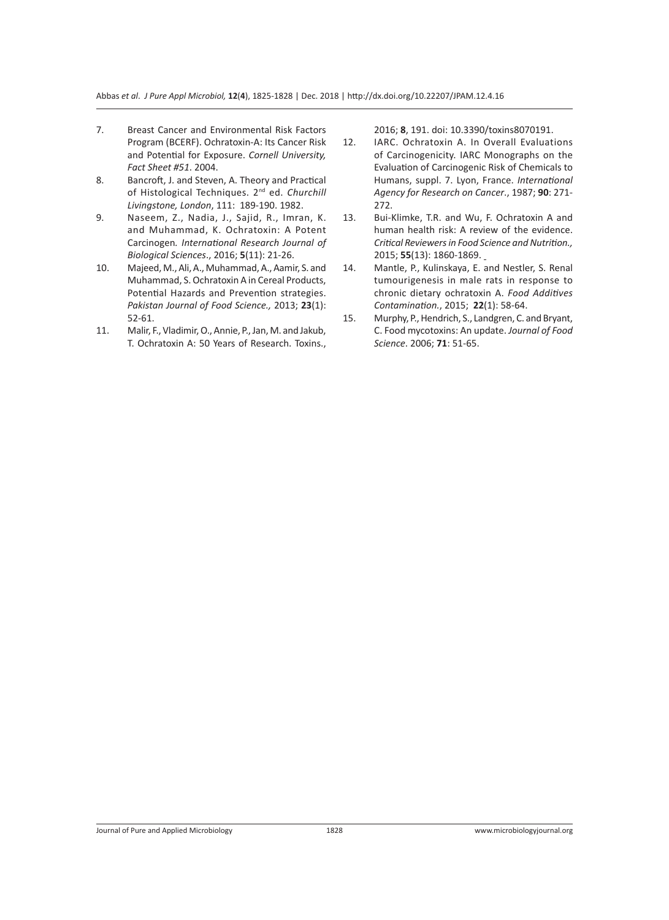7. Breast Cancer and Environmental Risk Factors Program (BCERF). Ochratoxin-A: Its Cancer Risk and Potential for Exposure. *Cornell University, Fact Sheet #51*. 2004.
8. Bancroft, J. and Steven, A. Theory and Practical of Histological Techniques. 2nd ed. *Churchill Livingstone, London*, 111: 189-190. 1982.
9. Naseem, Z., Nadia, J., Sajid, R., Imran, K. and Muhammad, K. Ochratoxin: A Potent Carcinogen. *International Research Journal of Biological Sciences*., 2016; **5**(11): 21-26.
10. Majeed, M., Ali, A., Muhammad, A., Aamir, S. and Muhammad, S. Ochratoxin A in Cereal Products, Potential Hazards and Prevention strategies. *Pakistan Journal of Food Science.,* 2013; **23**(1): 52-61.
11. Malir, F., Vladimir, O., Annie, P., Jan, M. and Jakub, T. Ochratoxin A: 50 Years of Research. Toxins., 2016; **8**, 191. doi: 10.3390/toxins8070191.
12. IARC. Ochratoxin A. In Overall Evaluations of Carcinogenicity. IARC Monographs on the Evaluation of Carcinogenic Risk of Chemicals to Humans, suppl. 7. Lyon, France. *International Agency for Research on Cancer*., 1987; **90**: 271-272.
13. Bui-Klimke, T.R. and Wu, F. Ochratoxin A and human health risk: A review of the evidence. *Critical Reviewers in Food Science and Nutrition.,* 2015; **55**(13): 1860-1869.
14. Mantle, P., Kulinskaya, E. and Nestler, S. Renal tumourigenesis in male rats in response to chronic dietary ochratoxin A. *Food Additives Contamination.*, 2015; **22**(1): 58-64.
15. Murphy, P., Hendrich, S., Landgren, C. and Bryant, C. Food mycotoxins: An update. *Journal of Food Science*. 2006; **71**: 51-65.